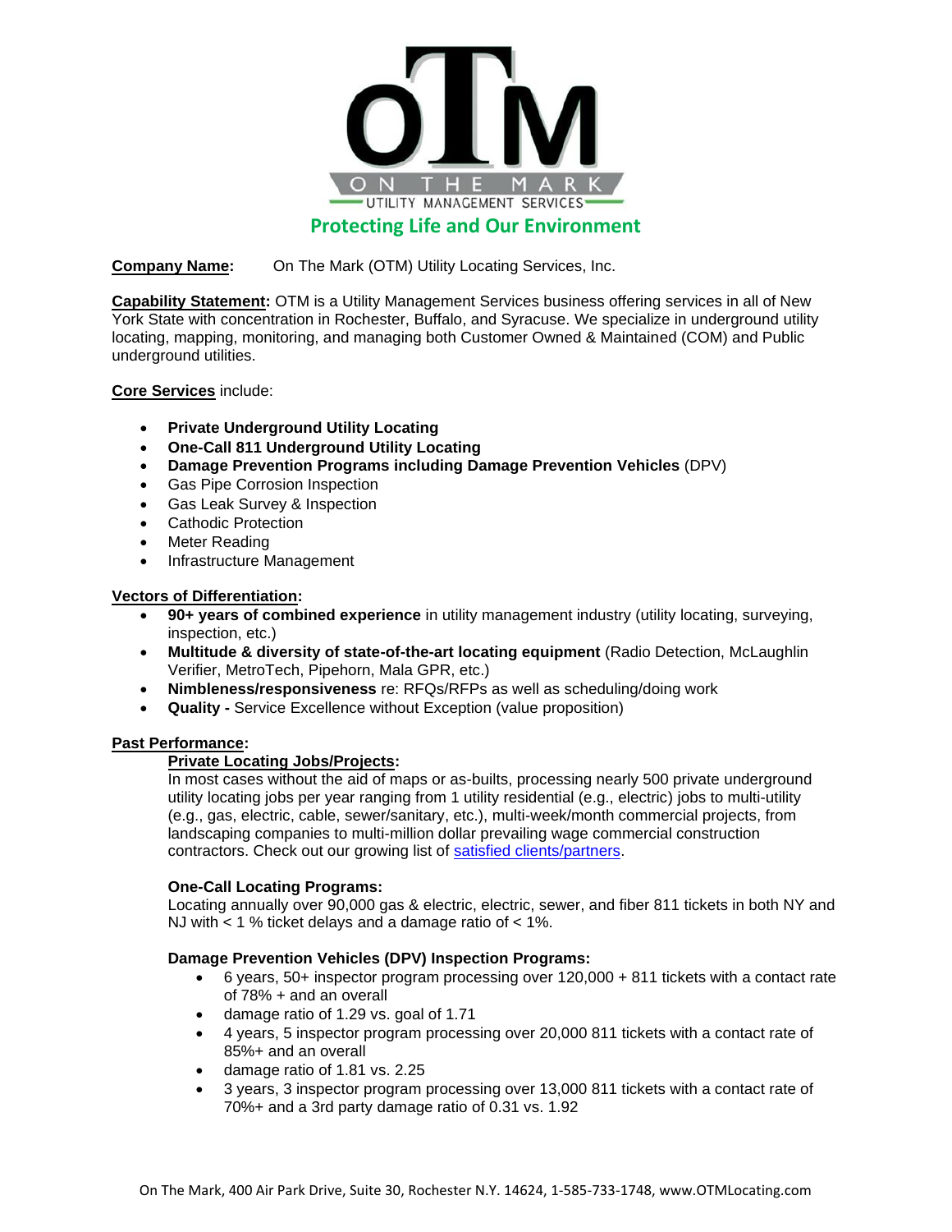# OTM

ON THE MARK

UTILITY MANAGEMENT SERVICES

**Protecting Life and Our Environment**

**Company Name:** On The Mark (OTM) Utility Locating Services, Inc.

**Capability Statement:** OTM is a Utility Management Services business offering services in all of New York State with concentration in Rochester, Buffalo, and Syracuse. We specialize in underground utility locating, mapping, monitoring, and managing both Customer Owned & Maintained (COM) and Public underground utilities.

**Core Services** include:

- **Private Underground Utility Locating**
- **One-Call 811 Underground Utility Locating**
- **Damage Prevention Programs including Damage Prevention Vehicles** (DPV)
- Gas Pipe Corrosion Inspection
- Gas Leak Survey & Inspection
- Cathodic Protection
- Meter Reading
- Infrastructure Management

**Vectors of Differentiation:**

- **90+ years of combined experience** in utility management industry (utility locating, surveying, inspection, etc.)
- **Multitude & diversity of state-of-the-art locating equipment** (Radio Detection, McLaughlin Verifier, MetroTech, Pipehorn, Mala GPR, etc.)
- **Nimbleness/responsiveness** re: RFQs/RFPs as well as scheduling/doing work
- **Quality -** Service Excellence without Exception (value proposition)

**Past Performance:**

**Private Locating Jobs/Projects:**

In most cases without the aid of maps or as-builts, processing nearly 500 private underground utility locating jobs per year ranging from 1 utility residential (e.g., electric) jobs to multi-utility (e.g., gas, electric, cable, sewer/sanitary, etc.), multi-week/month commercial projects, from landscaping companies to multi-million dollar prevailing wage commercial construction contractors. Check out our growing list of satisfied clients/partners.

**One-Call Locating Programs:**

Locating annually over 90,000 gas & electric, electric, sewer, and fiber 811 tickets in both NY and NJ with < 1 % ticket delays and a damage ratio of < 1%.

**Damage Prevention Vehicles (DPV) Inspection Programs:**

- 6 years, 50+ inspector program processing over 120,000 + 811 tickets with a contact rate of 78% + and an overall
- damage ratio of 1.29 vs. goal of 1.71
- 4 years, 5 inspector program processing over 20,000 811 tickets with a contact rate of 85%+ and an overall
- damage ratio of 1.81 vs. 2.25
- 3 years, 3 inspector program processing over 13,000 811 tickets with a contact rate of 70%+ and a 3rd party damage ratio of 0.31 vs. 1.92

On The Mark, 400 Air Park Drive, Suite 30, Rochester N.Y. 14624, 1-585-733-1748, www.OTMLocating.com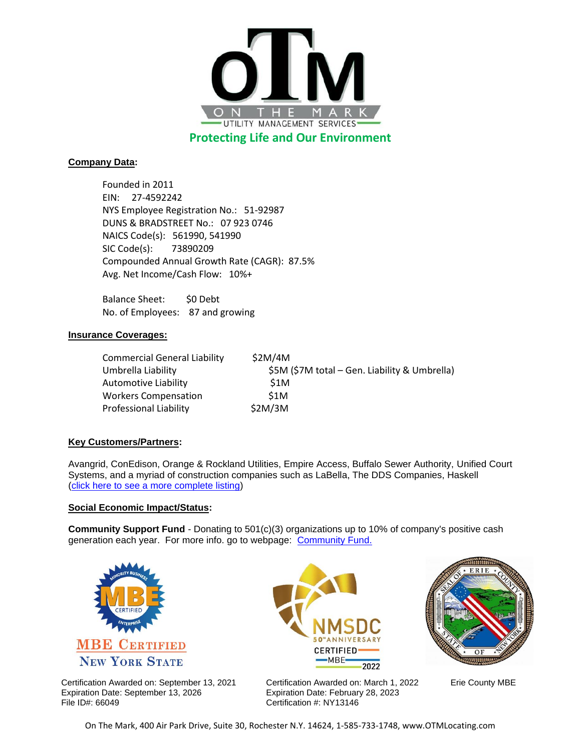# oTM

ON THE MARK

UTILITY MANAGEMENT SERVICES

**Protecting Life and Our Environment**

**Company Data:**

Founded in 2011
EIN: 27-4592242
NYS Employee Registration No.: 51-92987
DUNS & BRADSTREET No.: 07 923 0746
NAICS Code(s): 561990, 541990
SIC Code(s): 73890209
Compounded Annual Growth Rate (CAGR): 87.5%
Avg. Net Income/Cash Flow: 10%+

Balance Sheet: $0 Debt
No. of Employees: 87 and growing

**Insurance Coverages:**

| | |
|---|---|
| Commercial General Liability | $2M/4M |
| Umbrella Liability | $5M ($7M total – Gen. Liability & Umbrella) |
| Automotive Liability | $1M |
| Workers Compensation | $1M |
| Professional Liability | $2M/3M |

**Key Customers/Partners:**

Avangrid, ConEdison, Orange & Rockland Utilities, Empire Access, Buffalo Sewer Authority, Unified Court Systems, and a myriad of construction companies such as LaBella, The DDS Companies, Haskell (click here to see a more complete listing)

**Social Economic Impact/Status:**

**Community Support Fund** - Donating to 501(c)(3) organizations up to 10% of company's positive cash generation each year. For more info. go to webpage: Community Fund.

MBE CERTIFIED
NEW YORK STATE

Certification Awarded on: September 13, 2021
Expiration Date: September 13, 2026
File ID#: 66049

NMSDC 50TH ANNIVERSARY CERTIFIED MBE 2022

Certification Awarded on: March 1, 2022
Expiration Date: February 28, 2023
Certification #: NY13146

Erie County MBE

On The Mark, 400 Air Park Drive, Suite 30, Rochester N.Y. 14624, 1-585-733-1748, www.OTMLocating.com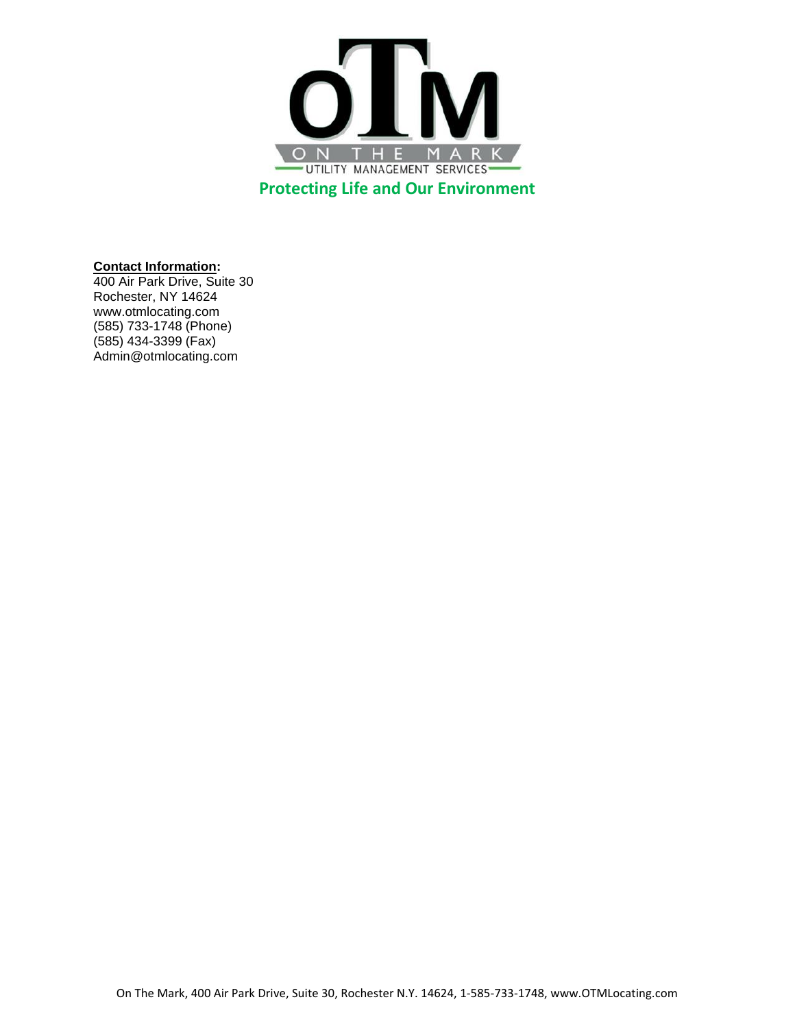ON THE MARK
UTILITY MANAGEMENT SERVICES

**Protecting Life and Our Environment**

**Contact Information:**
400 Air Park Drive, Suite 30
Rochester, NY 14624
www.otmlocating.com
(585) 733-1748 (Phone)
(585) 434-3399 (Fax)
Admin@otmlocating.com